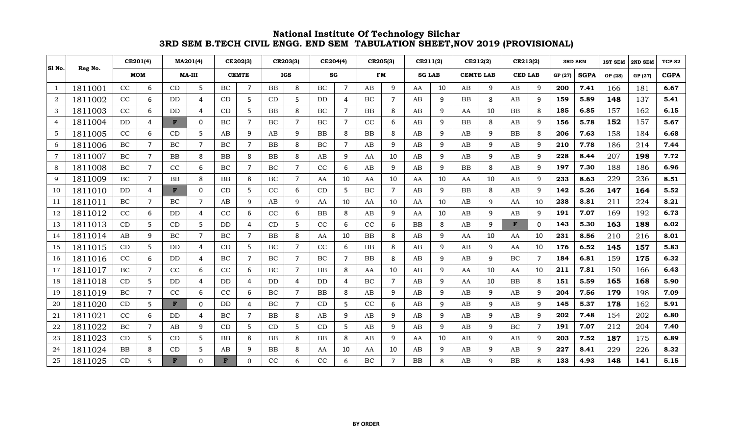# National Institute Of Technology Silchar
## 3RD SEM B.TECH CIVIL ENGG. END SEM TABULATION SHEET,NOV 2019 (PROVISIONAL)

| Sl No. | Reg No. | CE201(4) | | MA201(4) | | CE202(3) | | CE203(3) | | CE204(4) | | CE205(3) | | CE211(2) | | CE212(2) | | CE213(2) | | 3RD SEM | | 1ST SEM | 2ND SEM | TCP-82 |
|---|---|---|---|---|---|---|---|---|---|---|---|---|---|---|---|---|---|---|---|---|---|---|---|---|
| | | MOM | | MA-III | | CEMTE | | IGS | | SG | | FM | | SG LAB | | CEMTE LAB | | CED LAB | | GP (27) | SGPA | GP (28) | GP (27) | CGPA |
| 1 | 1811001 | CC | 6 | CD | 5 | BC | 7 | BB | 8 | BC | 7 | AB | 9 | AA | 10 | AB | 9 | AB | 9 | **200** | **7.41** | 166 | 181 | **6.67** |
| 2 | 1811002 | CC | 6 | DD | 4 | CD | 5 | CD | 5 | DD | 4 | BC | 7 | AB | 9 | BB | 8 | AB | 9 | **159** | **5.89** | **148** | 137 | **5.41** |
| 3 | 1811003 | CC | 6 | DD | 4 | CD | 5 | BB | 8 | BC | 7 | BB | 8 | AB | 9 | AA | 10 | BB | 8 | **185** | **6.85** | 157 | 162 | **6.15** |
| 4 | 1811004 | DD | 4 | **F** | 0 | BC | 7 | BC | 7 | BC | 7 | CC | 6 | AB | 9 | BB | 8 | AB | 9 | **156** | **5.78** | **152** | 157 | **5.67** |
| 5 | 1811005 | CC | 6 | CD | 5 | AB | 9 | AB | 9 | BB | 8 | BB | 8 | AB | 9 | AB | 9 | BB | 8 | **206** | **7.63** | 158 | 184 | **6.68** |
| 6 | 1811006 | BC | 7 | BC | 7 | BC | 7 | BB | 8 | BC | 7 | AB | 9 | AB | 9 | AB | 9 | AB | 9 | **210** | **7.78** | 186 | 214 | **7.44** |
| 7 | 1811007 | BC | 7 | BB | 8 | BB | 8 | BB | 8 | AB | 9 | AA | 10 | AB | 9 | AB | 9 | AB | 9 | **228** | **8.44** | 207 | **198** | **7.72** |
| 8 | 1811008 | BC | 7 | CC | 6 | BC | 7 | BC | 7 | CC | 6 | AB | 9 | AB | 9 | BB | 8 | AB | 9 | **197** | **7.30** | 188 | 186 | **6.96** |
| 9 | 1811009 | BC | 7 | BB | 8 | BB | 8 | BC | 7 | AA | 10 | AA | 10 | AA | 10 | AA | 10 | AB | 9 | **233** | **8.63** | 229 | 236 | **8.51** |
| 10 | 1811010 | DD | 4 | **F** | 0 | CD | 5 | CC | 6 | CD | 5 | BC | 7 | AB | 9 | BB | 8 | AB | 9 | **142** | **5.26** | **147** | **164** | **5.52** |
| 11 | 1811011 | BC | 7 | BC | 7 | AB | 9 | AB | 9 | AA | 10 | AA | 10 | AA | 10 | AB | 9 | AA | 10 | **238** | **8.81** | 211 | 224 | **8.21** |
| 12 | 1811012 | CC | 6 | DD | 4 | CC | 6 | CC | 6 | BB | 8 | AB | 9 | AA | 10 | AB | 9 | AB | 9 | **191** | **7.07** | 169 | 192 | **6.73** |
| 13 | 1811013 | CD | 5 | CD | 5 | DD | 4 | CD | 5 | CC | 6 | CC | 6 | BB | 8 | AB | 9 | **F** | 0 | **143** | **5.30** | **163** | **188** | **6.02** |
| 14 | 1811014 | AB | 9 | BC | 7 | BC | 7 | BB | 8 | AA | 10 | BB | 8 | AB | 9 | AA | 10 | AA | 10 | **231** | **8.56** | 210 | 216 | **8.01** |
| 15 | 1811015 | CD | 5 | DD | 4 | CD | 5 | BC | 7 | CC | 6 | BB | 8 | AB | 9 | AB | 9 | AA | 10 | **176** | **6.52** | **145** | **157** | **5.83** |
| 16 | 1811016 | CC | 6 | DD | 4 | BC | 7 | BC | 7 | BC | 7 | BB | 8 | AB | 9 | AB | 9 | BC | 7 | **184** | **6.81** | 159 | **175** | **6.32** |
| 17 | 1811017 | BC | 7 | CC | 6 | CC | 6 | BC | 7 | BB | 8 | AA | 10 | AB | 9 | AA | 10 | AA | 10 | **211** | **7.81** | 150 | 166 | **6.43** |
| 18 | 1811018 | CD | 5 | DD | 4 | DD | 4 | DD | 4 | DD | 4 | BC | 7 | AB | 9 | AA | 10 | BB | 8 | **151** | **5.59** | **165** | **168** | **5.90** |
| 19 | 1811019 | BC | 7 | CC | 6 | CC | 6 | BC | 7 | BB | 8 | AB | 9 | AB | 9 | AB | 9 | AB | 9 | **204** | **7.56** | **179** | 198 | **7.09** |
| 20 | 1811020 | CD | 5 | **F** | 0 | DD | 4 | BC | 7 | CD | 5 | CC | 6 | AB | 9 | AB | 9 | AB | 9 | **145** | **5.37** | **178** | 162 | **5.91** |
| 21 | 1811021 | CC | 6 | DD | 4 | BC | 7 | BB | 8 | AB | 9 | AB | 9 | AB | 9 | AB | 9 | AB | 9 | **202** | **7.48** | 154 | 202 | **6.80** |
| 22 | 1811022 | BC | 7 | AB | 9 | CD | 5 | CD | 5 | CD | 5 | AB | 9 | AB | 9 | AB | 9 | BC | 7 | **191** | **7.07** | 212 | 204 | **7.40** |
| 23 | 1811023 | CD | 5 | CD | 5 | BB | 8 | BB | 8 | BB | 8 | AB | 9 | AA | 10 | AB | 9 | AB | 9 | **203** | **7.52** | **187** | 175 | **6.89** |
| 24 | 1811024 | BB | 8 | CD | 5 | AB | 9 | BB | 8 | AA | 10 | AA | 10 | AB | 9 | AB | 9 | AB | 9 | **227** | **8.41** | 229 | 226 | **8.32** |
| 25 | 1811025 | CD | 5 | **F** | 0 | **F** | 0 | CC | 6 | CC | 6 | BC | 7 | BB | 8 | AB | 9 | BB | 8 | **133** | **4.93** | **148** | **141** | **5.15** |

**BY ORDER**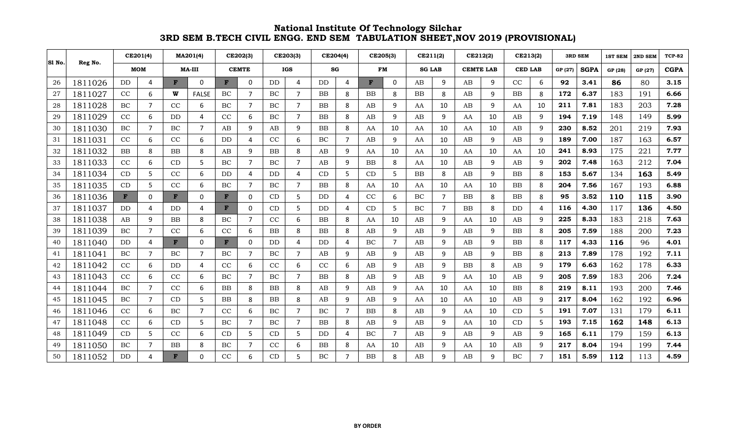# National Institute Of Technology Silchar

## 3RD SEM B.TECH CIVIL ENGG. END SEM TABULATION SHEET,NOV 2019 (PROVISIONAL)

| Sl No. | Reg No. | CE201(4) | | MA201(4) | | CE202(3) | | CE203(3) | | CE204(4) | | CE205(3) | | CE211(2) | | CE212(2) | | CE213(2) | | 3RD SEM | | 1ST SEM | 2ND SEM | TCP-82 |
|---|---|---|---|---|---|---|---|---|---|---|---|---|---|---|---|---|---|---|---|---|---|---|---|---|
| | | MOM | | MA-III | | CEMTE | | IGS | | SG | | FM | | SG LAB | | CEMTE LAB | | CED LAB | | GP (27) | SGPA | GP (28) | GP (27) | CGPA |
| 26 | 1811026 | DD | 4 | F | 0 | F | 0 | DD | 4 | DD | 4 | F | 0 | AB | 9 | AB | 9 | CC | 6 | 92 | 3.41 | 86 | 80 | 3.15 |
| 27 | 1811027 | CC | 6 | W | FALSE | BC | 7 | BC | 7 | BB | 8 | BB | 8 | BB | 8 | AB | 9 | BB | 8 | 172 | 6.37 | 183 | 191 | 6.66 |
| 28 | 1811028 | BC | 7 | CC | 6 | BC | 7 | BC | 7 | BB | 8 | AB | 9 | AA | 10 | AB | 9 | AA | 10 | 211 | 7.81 | 183 | 203 | 7.28 |
| 29 | 1811029 | CC | 6 | DD | 4 | CC | 6 | BC | 7 | BB | 8 | AB | 9 | AB | 9 | AA | 10 | AB | 9 | 194 | 7.19 | 148 | 149 | 5.99 |
| 30 | 1811030 | BC | 7 | BC | 7 | AB | 9 | AB | 9 | BB | 8 | AA | 10 | AA | 10 | AA | 10 | AB | 9 | 230 | 8.52 | 201 | 219 | 7.93 |
| 31 | 1811031 | CC | 6 | CC | 6 | DD | 4 | CC | 6 | BC | 7 | AB | 9 | AA | 10 | AB | 9 | AB | 9 | 189 | 7.00 | 187 | 163 | 6.57 |
| 32 | 1811032 | BB | 8 | BB | 8 | AB | 9 | BB | 8 | AB | 9 | AA | 10 | AA | 10 | AA | 10 | AA | 10 | 241 | 8.93 | 175 | 221 | 7.77 |
| 33 | 1811033 | CC | 6 | CD | 5 | BC | 7 | BC | 7 | AB | 9 | BB | 8 | AA | 10 | AB | 9 | AB | 9 | 202 | 7.48 | 163 | 212 | 7.04 |
| 34 | 1811034 | CD | 5 | CC | 6 | DD | 4 | DD | 4 | CD | 5 | CD | 5 | BB | 8 | AB | 9 | BB | 8 | 153 | 5.67 | 134 | 163 | 5.49 |
| 35 | 1811035 | CD | 5 | CC | 6 | BC | 7 | BC | 7 | BB | 8 | AA | 10 | AA | 10 | AA | 10 | BB | 8 | 204 | 7.56 | 167 | 193 | 6.88 |
| 36 | 1811036 | F | 0 | F | 0 | F | 0 | CD | 5 | DD | 4 | CC | 6 | BC | 7 | BB | 8 | BB | 8 | 95 | 3.52 | 110 | 115 | 3.90 |
| 37 | 1811037 | DD | 4 | DD | 4 | F | 0 | CD | 5 | DD | 4 | CD | 5 | BC | 7 | BB | 8 | DD | 4 | 116 | 4.30 | 117 | 136 | 4.50 |
| 38 | 1811038 | AB | 9 | BB | 8 | BC | 7 | CC | 6 | BB | 8 | AA | 10 | AB | 9 | AA | 10 | AB | 9 | 225 | 8.33 | 183 | 218 | 7.63 |
| 39 | 1811039 | BC | 7 | CC | 6 | CC | 6 | BB | 8 | BB | 8 | AB | 9 | AB | 9 | AB | 9 | BB | 8 | 205 | 7.59 | 188 | 200 | 7.23 |
| 40 | 1811040 | DD | 4 | F | 0 | F | 0 | DD | 4 | DD | 4 | BC | 7 | AB | 9 | AB | 9 | BB | 8 | 117 | 4.33 | 116 | 96 | 4.01 |
| 41 | 1811041 | BC | 7 | BC | 7 | BC | 7 | BC | 7 | AB | 9 | AB | 9 | AB | 9 | AB | 9 | BB | 8 | 213 | 7.89 | 178 | 192 | 7.11 |
| 42 | 1811042 | CC | 6 | DD | 4 | CC | 6 | CC | 6 | CC | 6 | AB | 9 | AB | 9 | BB | 8 | AB | 9 | 179 | 6.63 | 162 | 178 | 6.33 |
| 43 | 1811043 | CC | 6 | CC | 6 | BC | 7 | BC | 7 | BB | 8 | AB | 9 | AB | 9 | AA | 10 | AB | 9 | 205 | 7.59 | 183 | 206 | 7.24 |
| 44 | 1811044 | BC | 7 | CC | 6 | BB | 8 | BB | 8 | AB | 9 | AB | 9 | AA | 10 | AA | 10 | BB | 8 | 219 | 8.11 | 193 | 200 | 7.46 |
| 45 | 1811045 | BC | 7 | CD | 5 | BB | 8 | BB | 8 | AB | 9 | AB | 9 | AA | 10 | AA | 10 | AB | 9 | 217 | 8.04 | 162 | 192 | 6.96 |
| 46 | 1811046 | CC | 6 | BC | 7 | CC | 6 | BC | 7 | BC | 7 | BB | 8 | AB | 9 | AA | 10 | CD | 5 | 191 | 7.07 | 131 | 179 | 6.11 |
| 47 | 1811048 | CC | 6 | CD | 5 | BC | 7 | BC | 7 | BB | 8 | AB | 9 | AB | 9 | AA | 10 | CD | 5 | 193 | 7.15 | 162 | 148 | 6.13 |
| 48 | 1811049 | CD | 5 | CC | 6 | CD | 5 | CD | 5 | DD | 4 | BC | 7 | AB | 9 | AB | 9 | AB | 9 | 165 | 6.11 | 179 | 159 | 6.13 |
| 49 | 1811050 | BC | 7 | BB | 8 | BC | 7 | CC | 6 | BB | 8 | AA | 10 | AB | 9 | AA | 10 | AB | 9 | 217 | 8.04 | 194 | 199 | 7.44 |
| 50 | 1811052 | DD | 4 | F | 0 | CC | 6 | CD | 5 | BC | 7 | BB | 8 | AB | 9 | AB | 9 | BC | 7 | 151 | 5.59 | 112 | 113 | 4.59 |

**BY ORDER**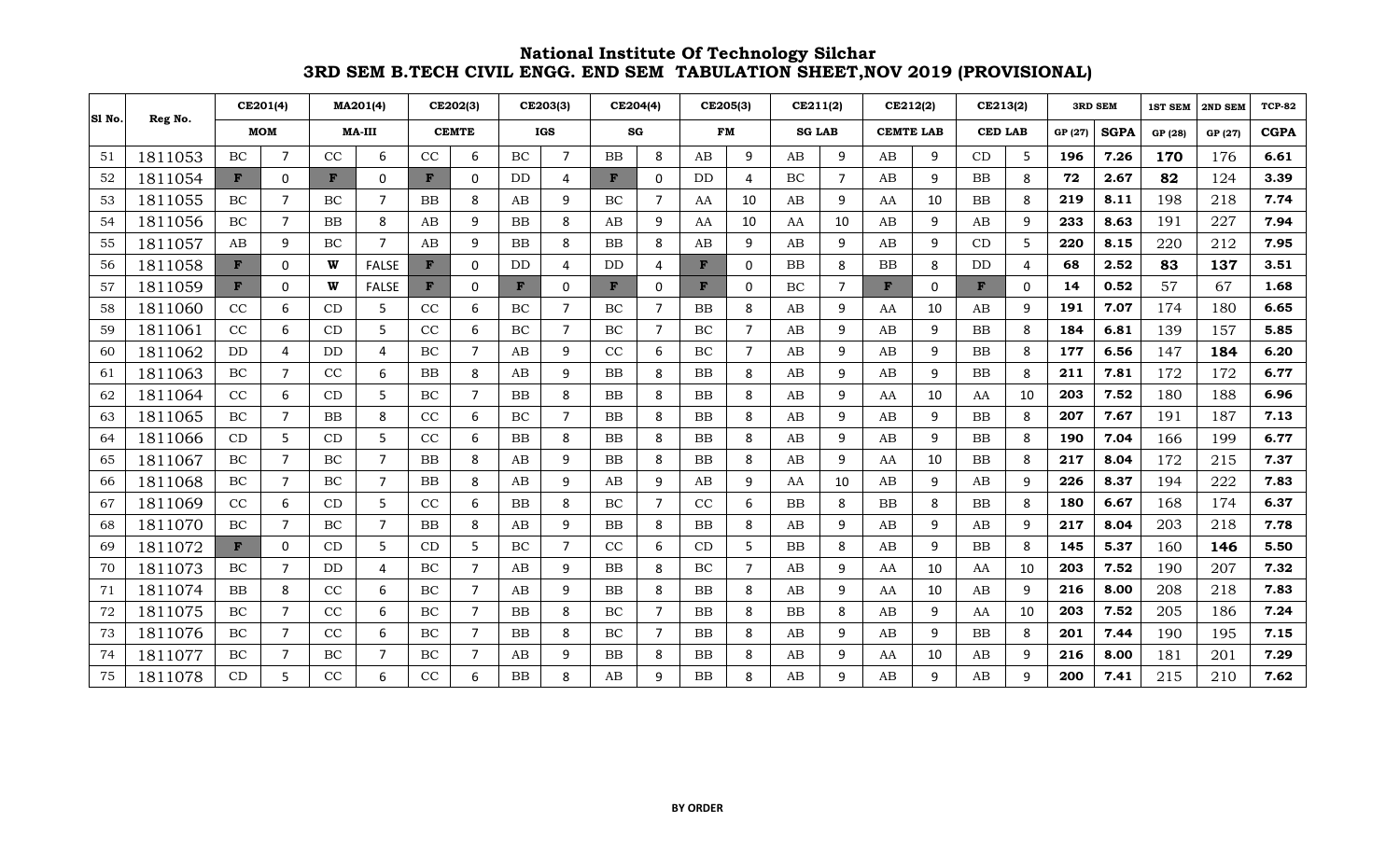# National Institute Of Technology Silchar
## 3RD SEM B.TECH CIVIL ENGG. END SEM TABULATION SHEET,NOV 2019 (PROVISIONAL)

| Sl No. | Reg No. | CE201(4) | | MA201(4) | | CE202(3) | | CE203(3) | | CE204(4) | | CE205(3) | | CE211(2) | | CE212(2) | | CE213(2) | | 3RD SEM | | 1ST SEM | 2ND SEM | TCP-82 |
|---|---|---|---|---|---|---|---|---|---|---|---|---|---|---|---|---|---|---|---|---|---|---|---|---|
| | | MOM | | MA-III | | CEMTE | | IGS | | SG | | FM | | SG LAB | | CEMTE LAB | | CED LAB | | GP (27) | SGPA | GP (28) | GP (27) | CGPA |
| 51 | 1811053 | BC | 7 | CC | 6 | CC | 6 | BC | 7 | BB | 8 | AB | 9 | AB | 9 | AB | 9 | CD | 5 | 196 | 7.26 | 170 | 176 | 6.61 |
| 52 | 1811054 | F | 0 | F | 0 | F | 0 | DD | 4 | F | 0 | DD | 4 | BC | 7 | AB | 9 | BB | 8 | 72 | 2.67 | 82 | 124 | 3.39 |
| 53 | 1811055 | BC | 7 | BC | 7 | BB | 8 | AB | 9 | BC | 7 | AA | 10 | AB | 9 | AA | 10 | BB | 8 | 219 | 8.11 | 198 | 218 | 7.74 |
| 54 | 1811056 | BC | 7 | BB | 8 | AB | 9 | BB | 8 | AB | 9 | AA | 10 | AA | 10 | AB | 9 | AB | 9 | 233 | 8.63 | 191 | 227 | 7.94 |
| 55 | 1811057 | AB | 9 | BC | 7 | AB | 9 | BB | 8 | BB | 8 | AB | 9 | AB | 9 | AB | 9 | CD | 5 | 220 | 8.15 | 220 | 212 | 7.95 |
| 56 | 1811058 | F | 0 | W | FALSE | F | 0 | DD | 4 | DD | 4 | F | 0 | BB | 8 | BB | 8 | DD | 4 | 68 | 2.52 | 83 | 137 | 3.51 |
| 57 | 1811059 | F | 0 | W | FALSE | F | 0 | F | 0 | F | 0 | F | 0 | BC | 7 | F | 0 | F | 0 | 14 | 0.52 | 57 | 67 | 1.68 |
| 58 | 1811060 | CC | 6 | CD | 5 | CC | 6 | BC | 7 | BC | 7 | BB | 8 | AB | 9 | AA | 10 | AB | 9 | 191 | 7.07 | 174 | 180 | 6.65 |
| 59 | 1811061 | CC | 6 | CD | 5 | CC | 6 | BC | 7 | BC | 7 | BC | 7 | AB | 9 | AB | 9 | BB | 8 | 184 | 6.81 | 139 | 157 | 5.85 |
| 60 | 1811062 | DD | 4 | DD | 4 | BC | 7 | AB | 9 | CC | 6 | BC | 7 | AB | 9 | AB | 9 | BB | 8 | 177 | 6.56 | 147 | 184 | 6.20 |
| 61 | 1811063 | BC | 7 | CC | 6 | BB | 8 | AB | 9 | BB | 8 | BB | 8 | AB | 9 | AB | 9 | BB | 8 | 211 | 7.81 | 172 | 172 | 6.77 |
| 62 | 1811064 | CC | 6 | CD | 5 | BC | 7 | BB | 8 | BB | 8 | BB | 8 | AB | 9 | AA | 10 | AA | 10 | 203 | 7.52 | 180 | 188 | 6.96 |
| 63 | 1811065 | BC | 7 | BB | 8 | CC | 6 | BC | 7 | BB | 8 | BB | 8 | AB | 9 | AB | 9 | BB | 8 | 207 | 7.67 | 191 | 187 | 7.13 |
| 64 | 1811066 | CD | 5 | CD | 5 | CC | 6 | BB | 8 | BB | 8 | BB | 8 | AB | 9 | AB | 9 | BB | 8 | 190 | 7.04 | 166 | 199 | 6.77 |
| 65 | 1811067 | BC | 7 | BC | 7 | BB | 8 | AB | 9 | BB | 8 | BB | 8 | AB | 9 | AA | 10 | BB | 8 | 217 | 8.04 | 172 | 215 | 7.37 |
| 66 | 1811068 | BC | 7 | BC | 7 | BB | 8 | AB | 9 | AB | 9 | AB | 9 | AA | 10 | AB | 9 | AB | 9 | 226 | 8.37 | 194 | 222 | 7.83 |
| 67 | 1811069 | CC | 6 | CD | 5 | CC | 6 | BB | 8 | BC | 7 | CC | 6 | BB | 8 | BB | 8 | BB | 8 | 180 | 6.67 | 168 | 174 | 6.37 |
| 68 | 1811070 | BC | 7 | BC | 7 | BB | 8 | AB | 9 | BB | 8 | BB | 8 | AB | 9 | AB | 9 | AB | 9 | 217 | 8.04 | 203 | 218 | 7.78 |
| 69 | 1811072 | F | 0 | CD | 5 | CD | 5 | BC | 7 | CC | 6 | CD | 5 | BB | 8 | AB | 9 | BB | 8 | 145 | 5.37 | 160 | 146 | 5.50 |
| 70 | 1811073 | BC | 7 | DD | 4 | BC | 7 | AB | 9 | BB | 8 | BC | 7 | AB | 9 | AA | 10 | AA | 10 | 203 | 7.52 | 190 | 207 | 7.32 |
| 71 | 1811074 | BB | 8 | CC | 6 | BC | 7 | AB | 9 | BB | 8 | BB | 8 | AB | 9 | AA | 10 | AB | 9 | 216 | 8.00 | 208 | 218 | 7.83 |
| 72 | 1811075 | BC | 7 | CC | 6 | BC | 7 | BB | 8 | BC | 7 | BB | 8 | BB | 8 | AB | 9 | AA | 10 | 203 | 7.52 | 205 | 186 | 7.24 |
| 73 | 1811076 | BC | 7 | CC | 6 | BC | 7 | BB | 8 | BC | 7 | BB | 8 | AB | 9 | AB | 9 | BB | 8 | 201 | 7.44 | 190 | 195 | 7.15 |
| 74 | 1811077 | BC | 7 | BC | 7 | BC | 7 | AB | 9 | BB | 8 | BB | 8 | AB | 9 | AA | 10 | AB | 9 | 216 | 8.00 | 181 | 201 | 7.29 |
| 75 | 1811078 | CD | 5 | CC | 6 | CC | 6 | BB | 8 | AB | 9 | BB | 8 | AB | 9 | AB | 9 | AB | 9 | 200 | 7.41 | 215 | 210 | 7.62 |

**BY ORDER**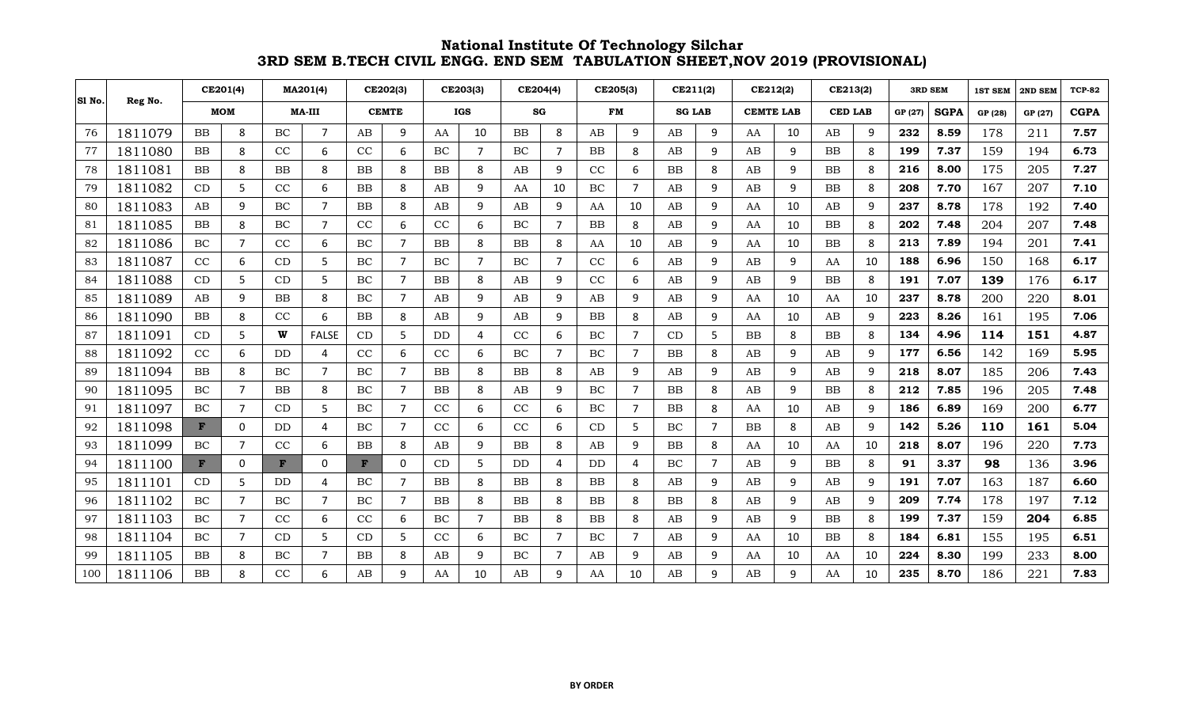# National Institute Of Technology Silchar
## 3RD SEM B.TECH CIVIL ENGG. END SEM TABULATION SHEET,NOV 2019 (PROVISIONAL)

| Sl No. | Reg No. | CE201(4) | | MA201(4) | | CE202(3) | | CE203(3) | | CE204(4) | | CE205(3) | | CE211(2) | | CE212(2) | | CE213(2) | | 3RD SEM | | 1ST SEM | 2ND SEM | TCP-82 |
|---|---|---|---|---|---|---|---|---|---|---|---|---|---|---|---|---|---|---|---|---|---|---|---|---|
| | | MOM | | MA-III | | CEMTE | | IGS | | SG | | FM | | SG LAB | | CEMTE LAB | | CED LAB | | GP (27) | SGPA | GP (28) | GP (27) | CGPA |
| 76 | 1811079 | BB | 8 | BC | 7 | AB | 9 | AA | 10 | BB | 8 | AB | 9 | AB | 9 | AA | 10 | AB | 9 | **232** | **8.59** | 178 | 211 | **7.57** |
| 77 | 1811080 | BB | 8 | CC | 6 | CC | 6 | BC | 7 | BC | 7 | BB | 8 | AB | 9 | AB | 9 | BB | 8 | **199** | **7.37** | 159 | 194 | **6.73** |
| 78 | 1811081 | BB | 8 | BB | 8 | BB | 8 | BB | 8 | AB | 9 | CC | 6 | BB | 8 | AB | 9 | BB | 8 | **216** | **8.00** | 175 | 205 | **7.27** |
| 79 | 1811082 | CD | 5 | CC | 6 | BB | 8 | AB | 9 | AA | 10 | BC | 7 | AB | 9 | AB | 9 | BB | 8 | **208** | **7.70** | 167 | 207 | **7.10** |
| 80 | 1811083 | AB | 9 | BC | 7 | BB | 8 | AB | 9 | AB | 9 | AA | 10 | AB | 9 | AA | 10 | AB | 9 | **237** | **8.78** | 178 | 192 | **7.40** |
| 81 | 1811085 | BB | 8 | BC | 7 | CC | 6 | CC | 6 | BC | 7 | BB | 8 | AB | 9 | AA | 10 | BB | 8 | **202** | **7.48** | 204 | 207 | **7.48** |
| 82 | 1811086 | BC | 7 | CC | 6 | BC | 7 | BB | 8 | BB | 8 | AA | 10 | AB | 9 | AA | 10 | BB | 8 | **213** | **7.89** | 194 | 201 | **7.41** |
| 83 | 1811087 | CC | 6 | CD | 5 | BC | 7 | BC | 7 | BC | 7 | CC | 6 | AB | 9 | AB | 9 | AA | 10 | **188** | **6.96** | 150 | 168 | **6.17** |
| 84 | 1811088 | CD | 5 | CD | 5 | BC | 7 | BB | 8 | AB | 9 | CC | 6 | AB | 9 | AB | 9 | BB | 8 | **191** | **7.07** | **139** | 176 | **6.17** |
| 85 | 1811089 | AB | 9 | BB | 8 | BC | 7 | AB | 9 | AB | 9 | AB | 9 | AB | 9 | AA | 10 | AA | 10 | **237** | **8.78** | 200 | 220 | **8.01** |
| 86 | 1811090 | BB | 8 | CC | 6 | BB | 8 | AB | 9 | AB | 9 | BB | 8 | AB | 9 | AA | 10 | AB | 9 | **223** | **8.26** | 161 | 195 | **7.06** |
| 87 | 1811091 | CD | 5 | **W** | FALSE | CD | 5 | DD | 4 | CC | 6 | BC | 7 | CD | 5 | BB | 8 | BB | 8 | **134** | **4.96** | **114** | **151** | **4.87** |
| 88 | 1811092 | CC | 6 | DD | 4 | CC | 6 | CC | 6 | BC | 7 | BC | 7 | BB | 8 | AB | 9 | AB | 9 | **177** | **6.56** | 142 | 169 | **5.95** |
| 89 | 1811094 | BB | 8 | BC | 7 | BC | 7 | BB | 8 | BB | 8 | AB | 9 | AB | 9 | AB | 9 | AB | 9 | **218** | **8.07** | 185 | 206 | **7.43** |
| 90 | 1811095 | BC | 7 | BB | 8 | BC | 7 | BB | 8 | AB | 9 | BC | 7 | BB | 8 | AB | 9 | BB | 8 | **212** | **7.85** | 196 | 205 | **7.48** |
| 91 | 1811097 | BC | 7 | CD | 5 | BC | 7 | CC | 6 | CC | 6 | BC | 7 | BB | 8 | AA | 10 | AB | 9 | **186** | **6.89** | 169 | 200 | **6.77** |
| 92 | 1811098 | **F** | 0 | DD | 4 | BC | 7 | CC | 6 | CC | 6 | CD | 5 | BC | 7 | BB | 8 | AB | 9 | **142** | **5.26** | **110** | **161** | **5.04** |
| 93 | 1811099 | BC | 7 | CC | 6 | BB | 8 | AB | 9 | BB | 8 | AB | 9 | BB | 8 | AA | 10 | AA | 10 | **218** | **8.07** | 196 | 220 | **7.73** |
| 94 | 1811100 | **F** | 0 | **F** | 0 | **F** | 0 | CD | 5 | DD | 4 | DD | 4 | BC | 7 | AB | 9 | BB | 8 | **91** | **3.37** | **98** | 136 | **3.96** |
| 95 | 1811101 | CD | 5 | DD | 4 | BC | 7 | BB | 8 | BB | 8 | BB | 8 | AB | 9 | AB | 9 | AB | 9 | **191** | **7.07** | 163 | 187 | **6.60** |
| 96 | 1811102 | BC | 7 | BC | 7 | BC | 7 | BB | 8 | BB | 8 | BB | 8 | BB | 8 | AB | 9 | AB | 9 | **209** | **7.74** | 178 | 197 | **7.12** |
| 97 | 1811103 | BC | 7 | CC | 6 | CC | 6 | BC | 7 | BB | 8 | BB | 8 | AB | 9 | AB | 9 | BB | 8 | **199** | **7.37** | 159 | **204** | **6.85** |
| 98 | 1811104 | BC | 7 | CD | 5 | CD | 5 | CC | 6 | BC | 7 | BC | 7 | AB | 9 | AA | 10 | BB | 8 | **184** | **6.81** | 155 | 195 | **6.51** |
| 99 | 1811105 | BB | 8 | BC | 7 | BB | 8 | AB | 9 | BC | 7 | AB | 9 | AB | 9 | AA | 10 | AA | 10 | **224** | **8.30** | 199 | 233 | **8.00** |
| 100 | 1811106 | BB | 8 | CC | 6 | AB | 9 | AA | 10 | AB | 9 | AA | 10 | AB | 9 | AB | 9 | AA | 10 | **235** | **8.70** | 186 | 221 | **7.83** |

**BY ORDER**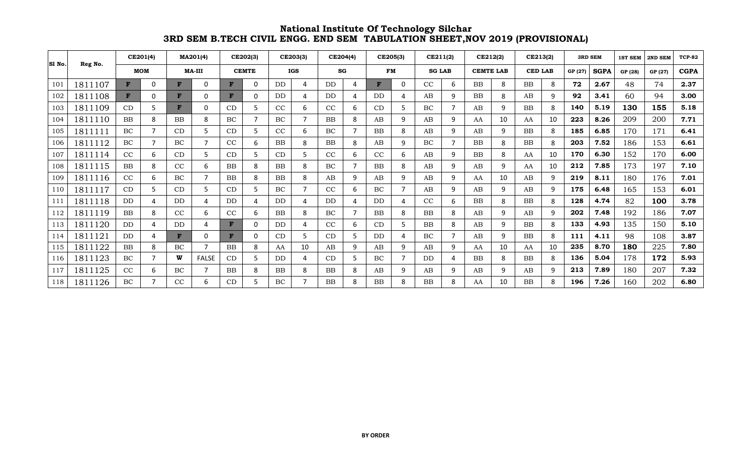# National Institute Of Technology Silchar
## 3RD SEM B.TECH CIVIL ENGG. END SEM TABULATION SHEET,NOV 2019 (PROVISIONAL)

| Sl No. | Reg No. | CE201(4) | | MA201(4) | | CE202(3) | | CE203(3) | | CE204(4) | | CE205(3) | | CE211(2) | | CE212(2) | | CE213(2) | | 3RD SEM | | 1ST SEM | 2ND SEM | TCP-82 |
|---|---|---|---|---|---|---|---|---|---|---|---|---|---|---|---|---|---|---|---|---|---|---|---|---|
| | | MOM | | MA-III | | CEMTE | | IGS | | SG | | FM | | SG LAB | | CEMTE LAB | | CED LAB | | GP (27) | SGPA | GP (28) | GP (27) | CGPA |
| 101 | 1811107 | F | 0 | F | 0 | F | 0 | DD | 4 | DD | 4 | F | 0 | CC | 6 | BB | 8 | BB | 8 | 72 | 2.67 | 48 | 74 | 2.37 |
| 102 | 1811108 | F | 0 | F | 0 | F | 0 | DD | 4 | DD | 4 | DD | 4 | AB | 9 | BB | 8 | AB | 9 | 92 | 3.41 | 60 | 94 | 3.00 |
| 103 | 1811109 | CD | 5 | F | 0 | CD | 5 | CC | 6 | CC | 6 | CD | 5 | BC | 7 | AB | 9 | BB | 8 | 140 | 5.19 | 130 | 155 | 5.18 |
| 104 | 1811110 | BB | 8 | BB | 8 | BC | 7 | BC | 7 | BB | 8 | AB | 9 | AB | 9 | AA | 10 | AA | 10 | 223 | 8.26 | 209 | 200 | 7.71 |
| 105 | 1811111 | BC | 7 | CD | 5 | CD | 5 | CC | 6 | BC | 7 | BB | 8 | AB | 9 | AB | 9 | BB | 8 | 185 | 6.85 | 170 | 171 | 6.41 |
| 106 | 1811112 | BC | 7 | BC | 7 | CC | 6 | BB | 8 | BB | 8 | AB | 9 | BC | 7 | BB | 8 | BB | 8 | 203 | 7.52 | 186 | 153 | 6.61 |
| 107 | 1811114 | CC | 6 | CD | 5 | CD | 5 | CD | 5 | CC | 6 | CC | 6 | AB | 9 | BB | 8 | AA | 10 | 170 | 6.30 | 152 | 170 | 6.00 |
| 108 | 1811115 | BB | 8 | CC | 6 | BB | 8 | BB | 8 | BC | 7 | BB | 8 | AB | 9 | AB | 9 | AA | 10 | 212 | 7.85 | 173 | 197 | 7.10 |
| 109 | 1811116 | CC | 6 | BC | 7 | BB | 8 | BB | 8 | AB | 9 | AB | 9 | AB | 9 | AA | 10 | AB | 9 | 219 | 8.11 | 180 | 176 | 7.01 |
| 110 | 1811117 | CD | 5 | CD | 5 | CD | 5 | BC | 7 | CC | 6 | BC | 7 | AB | 9 | AB | 9 | AB | 9 | 175 | 6.48 | 165 | 153 | 6.01 |
| 111 | 1811118 | DD | 4 | DD | 4 | DD | 4 | DD | 4 | DD | 4 | DD | 4 | CC | 6 | BB | 8 | BB | 8 | 128 | 4.74 | 82 | 100 | 3.78 |
| 112 | 1811119 | BB | 8 | CC | 6 | CC | 6 | BB | 8 | BC | 7 | BB | 8 | BB | 8 | AB | 9 | AB | 9 | 202 | 7.48 | 192 | 186 | 7.07 |
| 113 | 1811120 | DD | 4 | DD | 4 | F | 0 | DD | 4 | CC | 6 | CD | 5 | BB | 8 | AB | 9 | BB | 8 | 133 | 4.93 | 135 | 150 | 5.10 |
| 114 | 1811121 | DD | 4 | F | 0 | F | 0 | CD | 5 | CD | 5 | DD | 4 | BC | 7 | AB | 9 | BB | 8 | 111 | 4.11 | 98 | 108 | 3.87 |
| 115 | 1811122 | BB | 8 | BC | 7 | BB | 8 | AA | 10 | AB | 9 | AB | 9 | AB | 9 | AA | 10 | AA | 10 | 235 | 8.70 | 180 | 225 | 7.80 |
| 116 | 1811123 | BC | 7 | W | FALSE | CD | 5 | DD | 4 | CD | 5 | BC | 7 | DD | 4 | BB | 8 | BB | 8 | 136 | 5.04 | 178 | 172 | 5.93 |
| 117 | 1811125 | CC | 6 | BC | 7 | BB | 8 | BB | 8 | BB | 8 | AB | 9 | AB | 9 | AB | 9 | AB | 9 | 213 | 7.89 | 180 | 207 | 7.32 |
| 118 | 1811126 | BC | 7 | CC | 6 | CD | 5 | BC | 7 | BB | 8 | BB | 8 | BB | 8 | AA | 10 | BB | 8 | 196 | 7.26 | 160 | 202 | 6.80 |

**BY ORDER**